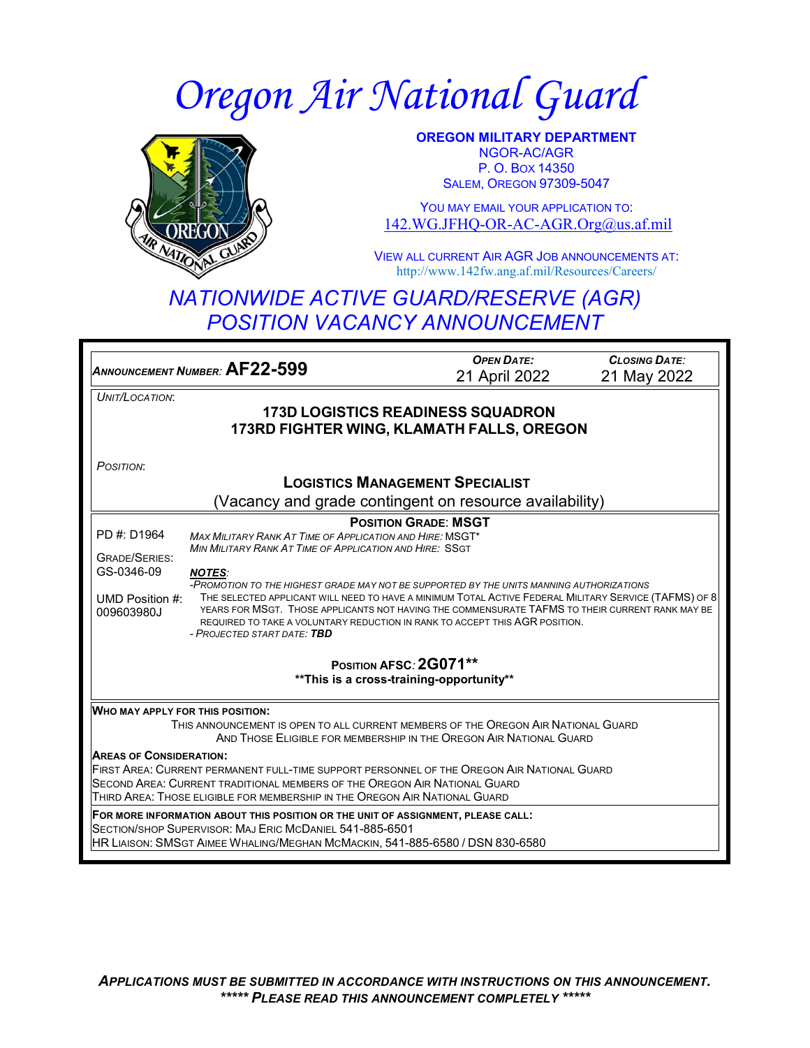# Oregon Air National Guard

**OREGON MILITARY DEPARTMENT**
NGOR-AC/AGR
P. O. BOX 14350
SALEM, OREGON 97309-5047

YOU MAY EMAIL YOUR APPLICATION TO:
142.WG.JFHQ-OR-AC-AGR.Org@us.af.mil

VIEW ALL CURRENT AIR AGR JOB ANNOUNCEMENTS AT:
http://www.142fw.ang.af.mil/Resources/Careers/

## NATIONWIDE ACTIVE GUARD/RESERVE (AGR) POSITION VACANCY ANNOUNCEMENT

| *ANNOUNCEMENT NUMBER:* **AF22-599** | *OPEN DATE:* 21 April 2022 | *CLOSING DATE:* 21 May 2022 |
|---|---|---|

*UNIT/LOCATION*:

**173D LOGISTICS READINESS SQUADRON**
**173RD FIGHTER WING, KLAMATH FALLS, OREGON**

*POSITION*:

**LOGISTICS MANAGEMENT SPECIALIST**
(Vacancy and grade contingent on resource availability)

**POSITION GRADE: MSGT**

PD #: D1964

GRADE/SERIES: GS-0346-09

UMD Position #: 009603980J

*MAX MILITARY RANK AT TIME OF APPLICATION AND HIRE:* MSGT*
*MIN MILITARY RANK AT TIME OF APPLICATION AND HIRE:* SSGT

***NOTES***:
*-PROMOTION TO THE HIGHEST GRADE MAY NOT BE SUPPORTED BY THE UNITS MANNING AUTHORIZATIONS*
THE SELECTED APPLICANT WILL NEED TO HAVE A MINIMUM TOTAL ACTIVE FEDERAL MILITARY SERVICE (TAFMS) OF 8 YEARS FOR MSGT. THOSE APPLICANTS NOT HAVING THE COMMENSURATE TAFMS TO THEIR CURRENT RANK MAY BE REQUIRED TO TAKE A VOLUNTARY REDUCTION IN RANK TO ACCEPT THIS AGR POSITION.
*- PROJECTED START DATE:* ***TBD***

**POSITION AFSC: 2G071****
****This is a cross-training-opportunity****

**WHO MAY APPLY FOR THIS POSITION:**
THIS ANNOUNCEMENT IS OPEN TO ALL CURRENT MEMBERS OF THE OREGON AIR NATIONAL GUARD AND THOSE ELIGIBLE FOR MEMBERSHIP IN THE OREGON AIR NATIONAL GUARD

**AREAS OF CONSIDERATION:**
FIRST AREA: CURRENT PERMANENT FULL-TIME SUPPORT PERSONNEL OF THE OREGON AIR NATIONAL GUARD
SECOND AREA: CURRENT TRADITIONAL MEMBERS OF THE OREGON AIR NATIONAL GUARD
THIRD AREA: THOSE ELIGIBLE FOR MEMBERSHIP IN THE OREGON AIR NATIONAL GUARD

**FOR MORE INFORMATION ABOUT THIS POSITION OR THE UNIT OF ASSIGNMENT, PLEASE CALL:**
SECTION/SHOP SUPERVISOR: MAJ ERIC MCDANIEL 541-885-6501
HR LIAISON: SMSGT AIMEE WHALING/MEGHAN MCMACKIN, 541-885-6580 / DSN 830-6580

***APPLICATIONS MUST BE SUBMITTED IN ACCORDANCE WITH INSTRUCTIONS ON THIS ANNOUNCEMENT.***
***\*\*\*\*\* PLEASE READ THIS ANNOUNCEMENT COMPLETELY \*\*\*\*\****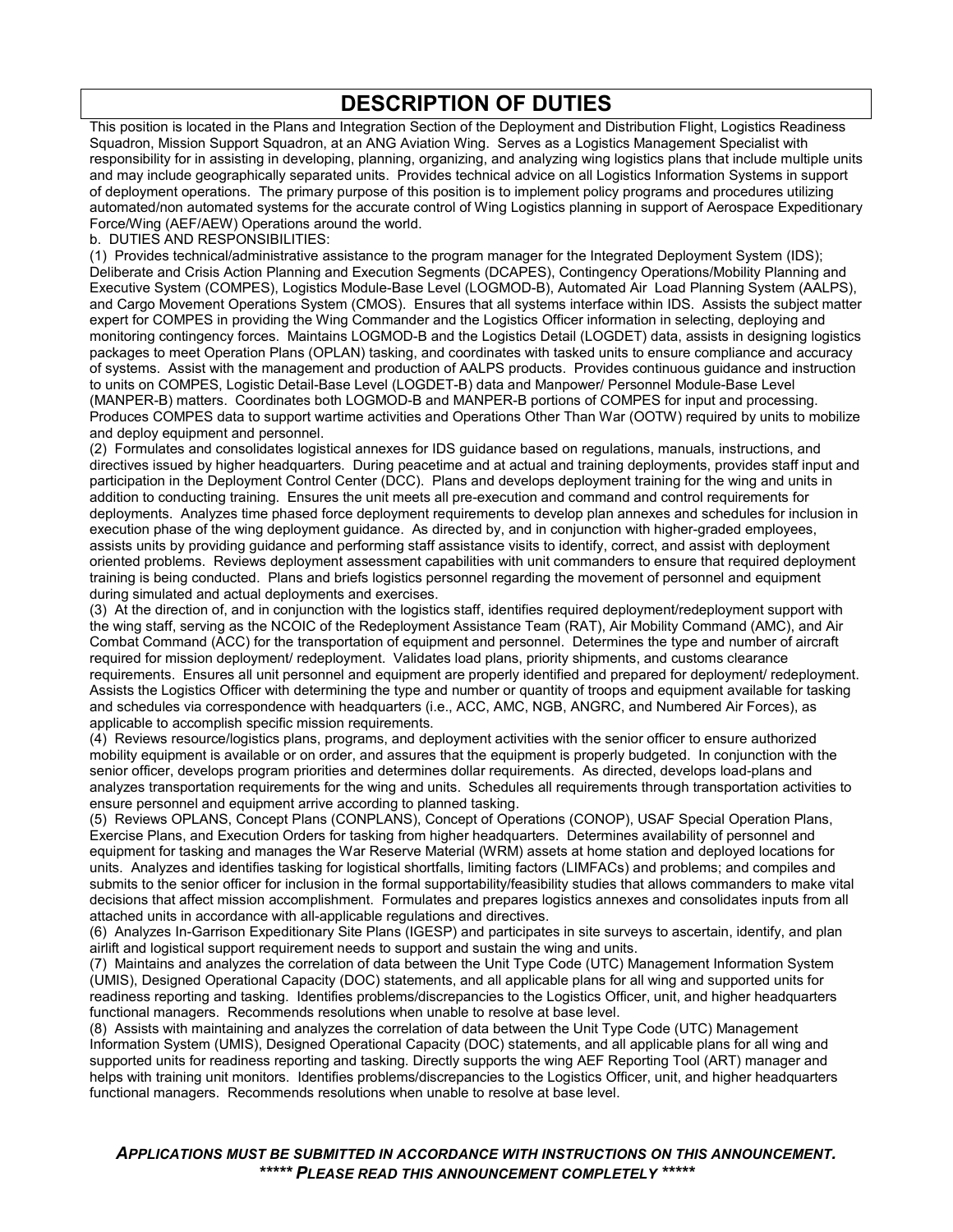# DESCRIPTION OF DUTIES

This position is located in the Plans and Integration Section of the Deployment and Distribution Flight, Logistics Readiness Squadron, Mission Support Squadron, at an ANG Aviation Wing. Serves as a Logistics Management Specialist with responsibility for in assisting in developing, planning, organizing, and analyzing wing logistics plans that include multiple units and may include geographically separated units. Provides technical advice on all Logistics Information Systems in support of deployment operations. The primary purpose of this position is to implement policy programs and procedures utilizing automated/non automated systems for the accurate control of Wing Logistics planning in support of Aerospace Expeditionary Force/Wing (AEF/AEW) Operations around the world.

b. DUTIES AND RESPONSIBILITIES:

(1) Provides technical/administrative assistance to the program manager for the Integrated Deployment System (IDS); Deliberate and Crisis Action Planning and Execution Segments (DCAPES), Contingency Operations/Mobility Planning and Executive System (COMPES), Logistics Module-Base Level (LOGMOD-B), Automated Air Load Planning System (AALPS), and Cargo Movement Operations System (CMOS). Ensures that all systems interface within IDS. Assists the subject matter expert for COMPES in providing the Wing Commander and the Logistics Officer information in selecting, deploying and monitoring contingency forces. Maintains LOGMOD-B and the Logistics Detail (LOGDET) data, assists in designing logistics packages to meet Operation Plans (OPLAN) tasking, and coordinates with tasked units to ensure compliance and accuracy of systems. Assist with the management and production of AALPS products. Provides continuous guidance and instruction to units on COMPES, Logistic Detail-Base Level (LOGDET-B) data and Manpower/ Personnel Module-Base Level (MANPER-B) matters. Coordinates both LOGMOD-B and MANPER-B portions of COMPES for input and processing. Produces COMPES data to support wartime activities and Operations Other Than War (OOTW) required by units to mobilize and deploy equipment and personnel.

(2) Formulates and consolidates logistical annexes for IDS guidance based on regulations, manuals, instructions, and directives issued by higher headquarters. During peacetime and at actual and training deployments, provides staff input and participation in the Deployment Control Center (DCC). Plans and develops deployment training for the wing and units in addition to conducting training. Ensures the unit meets all pre-execution and command and control requirements for deployments. Analyzes time phased force deployment requirements to develop plan annexes and schedules for inclusion in execution phase of the wing deployment guidance. As directed by, and in conjunction with higher-graded employees, assists units by providing guidance and performing staff assistance visits to identify, correct, and assist with deployment oriented problems. Reviews deployment assessment capabilities with unit commanders to ensure that required deployment training is being conducted. Plans and briefs logistics personnel regarding the movement of personnel and equipment during simulated and actual deployments and exercises.

(3) At the direction of, and in conjunction with the logistics staff, identifies required deployment/redeployment support with the wing staff, serving as the NCOIC of the Redeployment Assistance Team (RAT), Air Mobility Command (AMC), and Air Combat Command (ACC) for the transportation of equipment and personnel. Determines the type and number of aircraft required for mission deployment/ redeployment. Validates load plans, priority shipments, and customs clearance requirements. Ensures all unit personnel and equipment are properly identified and prepared for deployment/ redeployment. Assists the Logistics Officer with determining the type and number or quantity of troops and equipment available for tasking and schedules via correspondence with headquarters (i.e., ACC, AMC, NGB, ANGRC, and Numbered Air Forces), as applicable to accomplish specific mission requirements.

(4) Reviews resource/logistics plans, programs, and deployment activities with the senior officer to ensure authorized mobility equipment is available or on order, and assures that the equipment is properly budgeted. In conjunction with the senior officer, develops program priorities and determines dollar requirements. As directed, develops load-plans and analyzes transportation requirements for the wing and units. Schedules all requirements through transportation activities to ensure personnel and equipment arrive according to planned tasking.

(5) Reviews OPLANS, Concept Plans (CONPLANS), Concept of Operations (CONOP), USAF Special Operation Plans, Exercise Plans, and Execution Orders for tasking from higher headquarters. Determines availability of personnel and equipment for tasking and manages the War Reserve Material (WRM) assets at home station and deployed locations for units. Analyzes and identifies tasking for logistical shortfalls, limiting factors (LIMFACs) and problems; and compiles and submits to the senior officer for inclusion in the formal supportability/feasibility studies that allows commanders to make vital decisions that affect mission accomplishment. Formulates and prepares logistics annexes and consolidates inputs from all attached units in accordance with all-applicable regulations and directives.

(6) Analyzes In-Garrison Expeditionary Site Plans (IGESP) and participates in site surveys to ascertain, identify, and plan airlift and logistical support requirement needs to support and sustain the wing and units.

(7) Maintains and analyzes the correlation of data between the Unit Type Code (UTC) Management Information System (UMIS), Designed Operational Capacity (DOC) statements, and all applicable plans for all wing and supported units for readiness reporting and tasking. Identifies problems/discrepancies to the Logistics Officer, unit, and higher headquarters functional managers. Recommends resolutions when unable to resolve at base level.

(8) Assists with maintaining and analyzes the correlation of data between the Unit Type Code (UTC) Management Information System (UMIS), Designed Operational Capacity (DOC) statements, and all applicable plans for all wing and supported units for readiness reporting and tasking. Directly supports the wing AEF Reporting Tool (ART) manager and helps with training unit monitors. Identifies problems/discrepancies to the Logistics Officer, unit, and higher headquarters functional managers. Recommends resolutions when unable to resolve at base level.

***APPLICATIONS MUST BE SUBMITTED IN ACCORDANCE WITH INSTRUCTIONS ON THIS ANNOUNCEMENT.***

***\*\*\*\*\* PLEASE READ THIS ANNOUNCEMENT COMPLETELY \*\*\*\*\****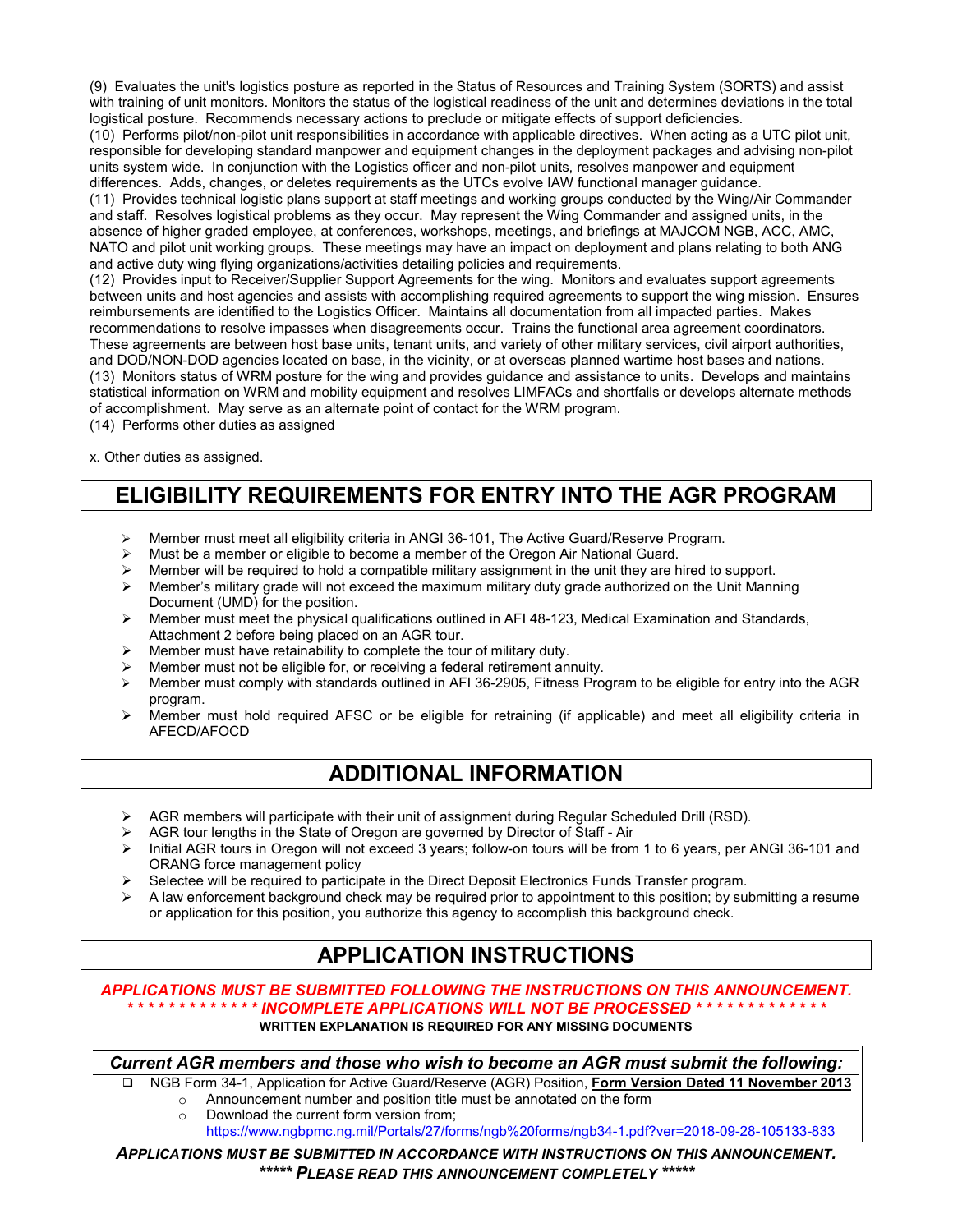(9) Evaluates the unit's logistics posture as reported in the Status of Resources and Training System (SORTS) and assist with training of unit monitors. Monitors the status of the logistical readiness of the unit and determines deviations in the total logistical posture. Recommends necessary actions to preclude or mitigate effects of support deficiencies.
(10) Performs pilot/non-pilot unit responsibilities in accordance with applicable directives. When acting as a UTC pilot unit, responsible for developing standard manpower and equipment changes in the deployment packages and advising non-pilot units system wide. In conjunction with the Logistics officer and non-pilot units, resolves manpower and equipment differences. Adds, changes, or deletes requirements as the UTCs evolve IAW functional manager guidance.
(11) Provides technical logistic plans support at staff meetings and working groups conducted by the Wing/Air Commander and staff. Resolves logistical problems as they occur. May represent the Wing Commander and assigned units, in the absence of higher graded employee, at conferences, workshops, meetings, and briefings at MAJCOM NGB, ACC, AMC, NATO and pilot unit working groups. These meetings may have an impact on deployment and plans relating to both ANG and active duty wing flying organizations/activities detailing policies and requirements.
(12) Provides input to Receiver/Supplier Support Agreements for the wing. Monitors and evaluates support agreements between units and host agencies and assists with accomplishing required agreements to support the wing mission. Ensures reimbursements are identified to the Logistics Officer. Maintains all documentation from all impacted parties. Makes recommendations to resolve impasses when disagreements occur. Trains the functional area agreement coordinators. These agreements are between host base units, tenant units, and variety of other military services, civil airport authorities, and DOD/NON-DOD agencies located on base, in the vicinity, or at overseas planned wartime host bases and nations.
(13) Monitors status of WRM posture for the wing and provides guidance and assistance to units. Develops and maintains statistical information on WRM and mobility equipment and resolves LIMFACs and shortfalls or develops alternate methods of accomplishment. May serve as an alternate point of contact for the WRM program.
(14) Performs other duties as assigned

x. Other duties as assigned.

## ELIGIBILITY REQUIREMENTS FOR ENTRY INTO THE AGR PROGRAM

- Member must meet all eligibility criteria in ANGI 36-101, The Active Guard/Reserve Program.
- Must be a member or eligible to become a member of the Oregon Air National Guard.
- Member will be required to hold a compatible military assignment in the unit they are hired to support.
- Member's military grade will not exceed the maximum military duty grade authorized on the Unit Manning Document (UMD) for the position.
- Member must meet the physical qualifications outlined in AFI 48-123, Medical Examination and Standards, Attachment 2 before being placed on an AGR tour.
- Member must have retainability to complete the tour of military duty.
- Member must not be eligible for, or receiving a federal retirement annuity.
- Member must comply with standards outlined in AFI 36-2905, Fitness Program to be eligible for entry into the AGR program.
- Member must hold required AFSC or be eligible for retraining (if applicable) and meet all eligibility criteria in AFECD/AFOCD

## ADDITIONAL INFORMATION

- AGR members will participate with their unit of assignment during Regular Scheduled Drill (RSD).
- AGR tour lengths in the State of Oregon are governed by Director of Staff - Air
- Initial AGR tours in Oregon will not exceed 3 years; follow-on tours will be from 1 to 6 years, per ANGI 36-101 and ORANG force management policy
- Selectee will be required to participate in the Direct Deposit Electronics Funds Transfer program.
- A law enforcement background check may be required prior to appointment to this position; by submitting a resume or application for this position, you authorize this agency to accomplish this background check.

## APPLICATION INSTRUCTIONS

***APPLICATIONS MUST BE SUBMITTED FOLLOWING THE INSTRUCTIONS ON THIS ANNOUNCEMENT.***
***\* \* \* \* \* \* \* \* \* \* \* \* \* INCOMPLETE APPLICATIONS WILL NOT BE PROCESSED \* \* \* \* \* \* \* \* \* \* \* \* \****

**WRITTEN EXPLANATION IS REQUIRED FOR ANY MISSING DOCUMENTS**

***Current AGR members and those who wish to become an AGR must submit the following:***

- ❑ NGB Form 34-1, Application for Active Guard/Reserve (AGR) Position, **Form Version Dated 11 November 2013**
  - Announcement number and position title must be annotated on the form
  - Download the current form version from; https://www.ngbpmc.ng.mil/Portals/27/forms/ngb%20forms/ngb34-1.pdf?ver=2018-09-28-105133-833

***APPLICATIONS MUST BE SUBMITTED IN ACCORDANCE WITH INSTRUCTIONS ON THIS ANNOUNCEMENT.***
***\*\*\*\*\* PLEASE READ THIS ANNOUNCEMENT COMPLETELY \*\*\*\*\****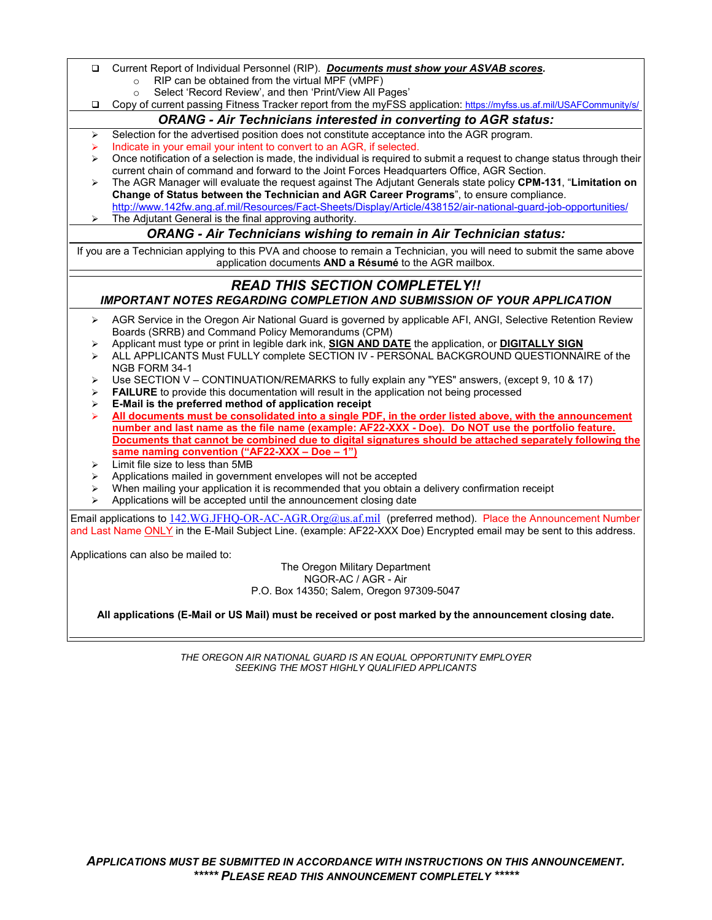- ☐ Current Report of Individual Personnel (RIP). ***Documents must show your ASVAB scores*.**
  - RIP can be obtained from the virtual MPF (vMPF)
  - Select 'Record Review', and then 'Print/View All Pages'
- ☐ Copy of current passing Fitness Tracker report from the myFSS application: https://myfss.us.af.mil/USAFCommunity/s/

### *ORANG - Air Technicians interested in converting to AGR status:*

- Selection for the advertised position does not constitute acceptance into the AGR program.
- Indicate in your email your intent to convert to an AGR, if selected.
- Once notification of a selection is made, the individual is required to submit a request to change status through their current chain of command and forward to the Joint Forces Headquarters Office, AGR Section.
- The AGR Manager will evaluate the request against The Adjutant Generals state policy **CPM-131**, "**Limitation on Change of Status between the Technician and AGR Career Programs**", to ensure compliance. http://www.142fw.ang.af.mil/Resources/Fact-Sheets/Display/Article/438152/air-national-guard-job-opportunities/
- The Adjutant General is the final approving authority.

### *ORANG - Air Technicians wishing to remain in Air Technician status:*

If you are a Technician applying to this PVA and choose to remain a Technician, you will need to submit the same above application documents **AND a Résumé** to the AGR mailbox.

## *READ THIS SECTION COMPLETELY!!*

### *IMPORTANT NOTES REGARDING COMPLETION AND SUBMISSION OF YOUR APPLICATION*

- AGR Service in the Oregon Air National Guard is governed by applicable AFI, ANGI, Selective Retention Review Boards (SRRB) and Command Policy Memorandums (CPM)
- Applicant must type or print in legible dark ink, **SIGN AND DATE** the application, or **DIGITALLY SIGN**
- ALL APPLICANTS Must FULLY complete SECTION IV - PERSONAL BACKGROUND QUESTIONNAIRE of the NGB FORM 34-1
- Use SECTION V – CONTINUATION/REMARKS to fully explain any "YES" answers, (except 9, 10 & 17)
- **FAILURE** to provide this documentation will result in the application not being processed
- **E-Mail is the preferred method of application receipt**
- **All documents must be consolidated into a single PDF, in the order listed above, with the announcement number and last name as the file name (example: AF22-XXX - Doe). Do NOT use the portfolio feature. Documents that cannot be combined due to digital signatures should be attached separately following the same naming convention ("AF22-XXX – Doe – 1")**
- Limit file size to less than 5MB
- Applications mailed in government envelopes will not be accepted
- When mailing your application it is recommended that you obtain a delivery confirmation receipt
- Applications will be accepted until the announcement closing date

Email applications to 142.WG.JFHQ-OR-AC-AGR.Org@us.af.mil (preferred method). Place the Announcement Number and Last Name ONLY in the E-Mail Subject Line. (example: AF22-XXX Doe) Encrypted email may be sent to this address.

Applications can also be mailed to:

The Oregon Military Department
NGOR-AC / AGR - Air
P.O. Box 14350; Salem, Oregon 97309-5047

**All applications (E-Mail or US Mail) must be received or post marked by the announcement closing date.**

*THE OREGON AIR NATIONAL GUARD IS AN EQUAL OPPORTUNITY EMPLOYER SEEKING THE MOST HIGHLY QUALIFIED APPLICANTS*

***APPLICATIONS MUST BE SUBMITTED IN ACCORDANCE WITH INSTRUCTIONS ON THIS ANNOUNCEMENT.***
***\*\*\*\*\* PLEASE READ THIS ANNOUNCEMENT COMPLETELY \*\*\*\*\****